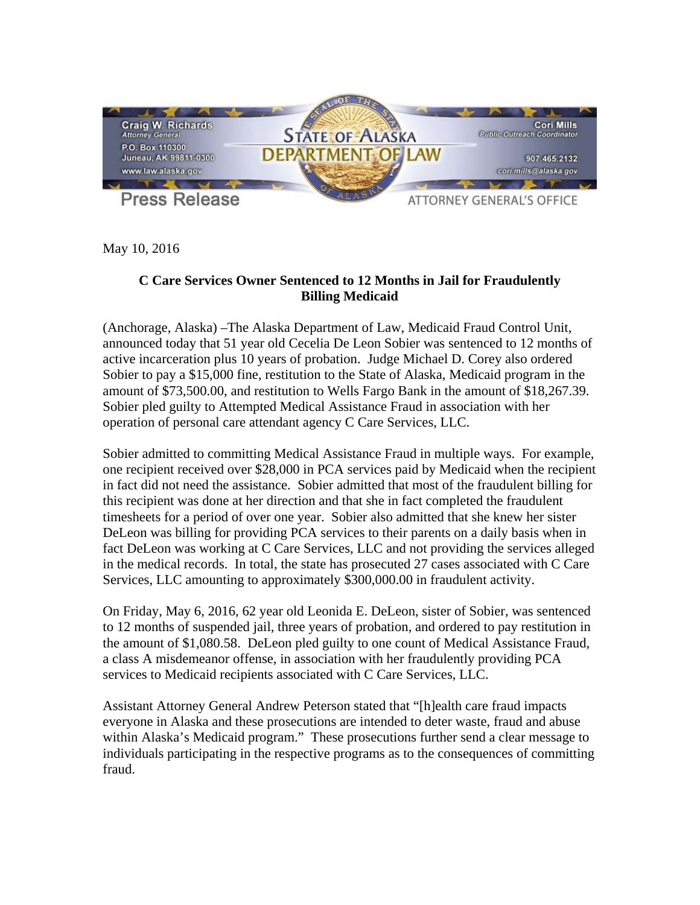Craig W. Richards
*Attorney General*
P.O. Box 110300
Juneau, AK 99811-0300
www.law.alaska.gov

STATE OF ALASKA
DEPARTMENT OF LAW

Cori Mills
*Public Outreach Coordinator*
907.465.2132
cori.mills@alaska.gov

Press Release

ATTORNEY GENERAL'S OFFICE

May 10, 2016

**C Care Services Owner Sentenced to 12 Months in Jail for Fraudulently Billing Medicaid**

(Anchorage, Alaska) –The Alaska Department of Law, Medicaid Fraud Control Unit, announced today that 51 year old Cecelia De Leon Sobier was sentenced to 12 months of active incarceration plus 10 years of probation. Judge Michael D. Corey also ordered Sobier to pay a $15,000 fine, restitution to the State of Alaska, Medicaid program in the amount of $73,500.00, and restitution to Wells Fargo Bank in the amount of $18,267.39. Sobier pled guilty to Attempted Medical Assistance Fraud in association with her operation of personal care attendant agency C Care Services, LLC.

Sobier admitted to committing Medical Assistance Fraud in multiple ways. For example, one recipient received over $28,000 in PCA services paid by Medicaid when the recipient in fact did not need the assistance. Sobier admitted that most of the fraudulent billing for this recipient was done at her direction and that she in fact completed the fraudulent timesheets for a period of over one year. Sobier also admitted that she knew her sister DeLeon was billing for providing PCA services to their parents on a daily basis when in fact DeLeon was working at C Care Services, LLC and not providing the services alleged in the medical records. In total, the state has prosecuted 27 cases associated with C Care Services, LLC amounting to approximately $300,000.00 in fraudulent activity.

On Friday, May 6, 2016, 62 year old Leonida E. DeLeon, sister of Sobier, was sentenced to 12 months of suspended jail, three years of probation, and ordered to pay restitution in the amount of $1,080.58. DeLeon pled guilty to one count of Medical Assistance Fraud, a class A misdemeanor offense, in association with her fraudulently providing PCA services to Medicaid recipients associated with C Care Services, LLC.

Assistant Attorney General Andrew Peterson stated that "[h]ealth care fraud impacts everyone in Alaska and these prosecutions are intended to deter waste, fraud and abuse within Alaska's Medicaid program." These prosecutions further send a clear message to individuals participating in the respective programs as to the consequences of committing fraud.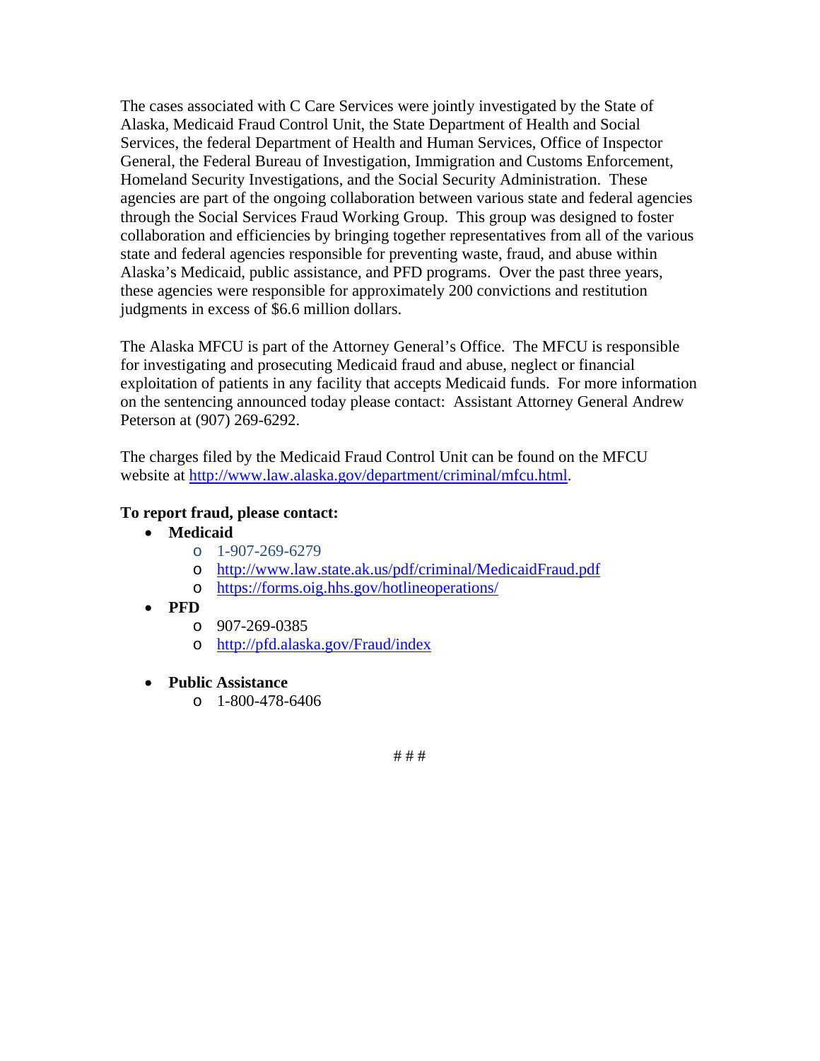The cases associated with C Care Services were jointly investigated by the State of Alaska, Medicaid Fraud Control Unit, the State Department of Health and Social Services, the federal Department of Health and Human Services, Office of Inspector General, the Federal Bureau of Investigation, Immigration and Customs Enforcement, Homeland Security Investigations, and the Social Security Administration. These agencies are part of the ongoing collaboration between various state and federal agencies through the Social Services Fraud Working Group. This group was designed to foster collaboration and efficiencies by bringing together representatives from all of the various state and federal agencies responsible for preventing waste, fraud, and abuse within Alaska's Medicaid, public assistance, and PFD programs. Over the past three years, these agencies were responsible for approximately 200 convictions and restitution judgments in excess of $6.6 million dollars.

The Alaska MFCU is part of the Attorney General's Office. The MFCU is responsible for investigating and prosecuting Medicaid fraud and abuse, neglect or financial exploitation of patients in any facility that accepts Medicaid funds. For more information on the sentencing announced today please contact: Assistant Attorney General Andrew Peterson at (907) 269-6292.

The charges filed by the Medicaid Fraud Control Unit can be found on the MFCU website at http://www.law.alaska.gov/department/criminal/mfcu.html.

**To report fraud, please contact:**

- **Medicaid**
  - 1-907-269-6279
  - http://www.law.state.ak.us/pdf/criminal/MedicaidFraud.pdf
  - https://forms.oig.hhs.gov/hotlineoperations/
- **PFD**
  - 907-269-0385
  - http://pfd.alaska.gov/Fraud/index
- **Public Assistance**
  - 1-800-478-6406

# # #